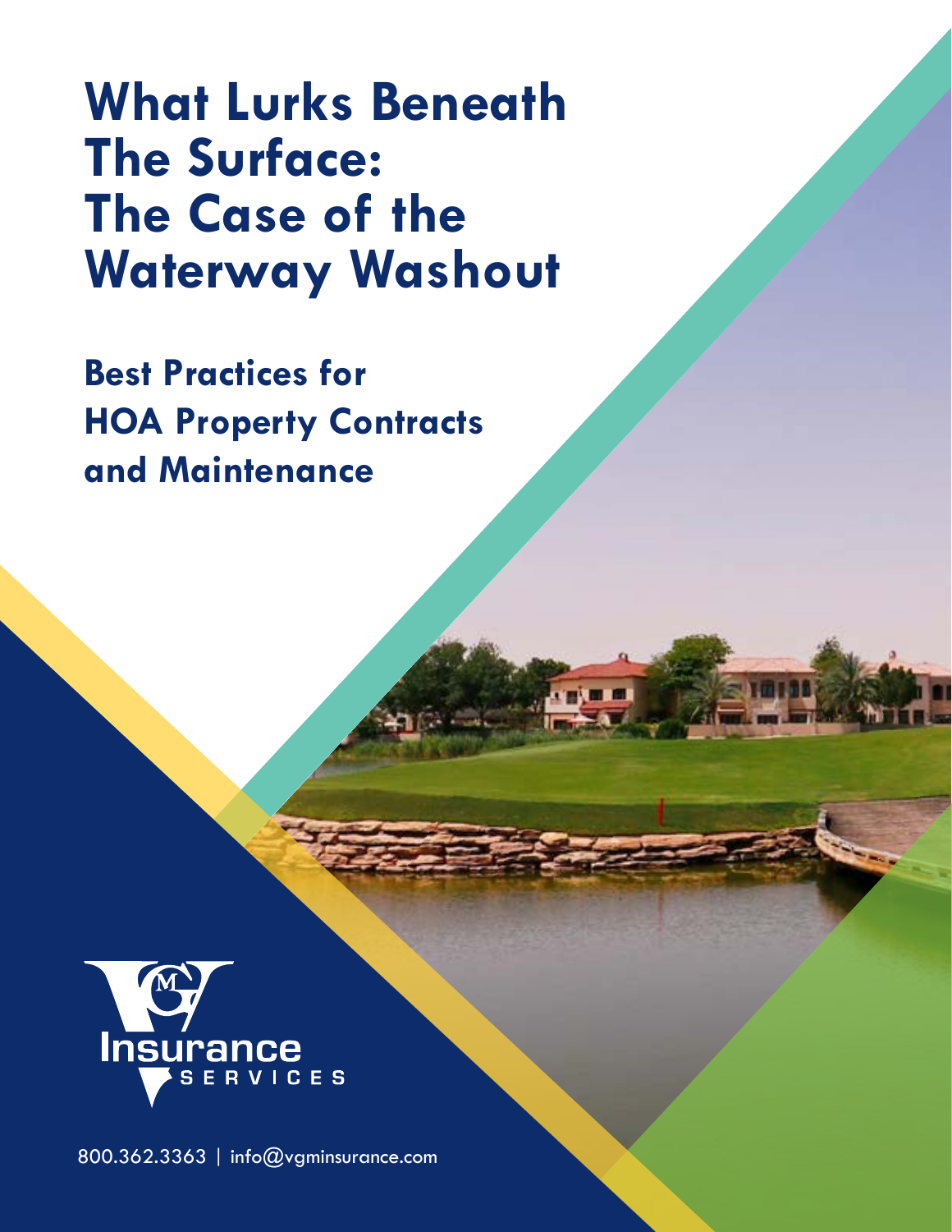# What Lurks Beneath The Surface: The Case of the Waterway Washout

## Best Practices for HOA Property Contracts and Maintenance

Insurance SERVICES

800.362.3363 | info@vgminsurance.com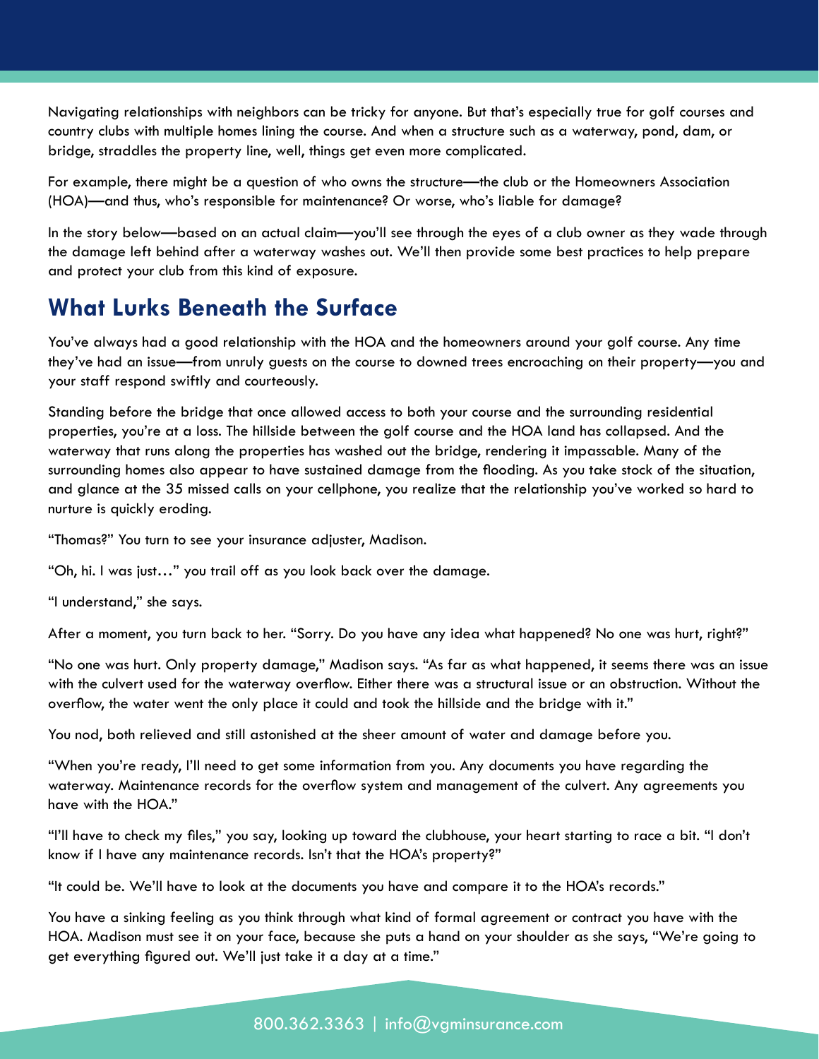Navigating relationships with neighbors can be tricky for anyone. But that's especially true for golf courses and country clubs with multiple homes lining the course. And when a structure such as a waterway, pond, dam, or bridge, straddles the property line, well, things get even more complicated.

For example, there might be a question of who owns the structure—the club or the Homeowners Association (HOA)—and thus, who's responsible for maintenance? Or worse, who's liable for damage?

In the story below—based on an actual claim—you'll see through the eyes of a club owner as they wade through the damage left behind after a waterway washes out. We'll then provide some best practices to help prepare and protect your club from this kind of exposure.

## What Lurks Beneath the Surface

You've always had a good relationship with the HOA and the homeowners around your golf course. Any time they've had an issue—from unruly guests on the course to downed trees encroaching on their property—you and your staff respond swiftly and courteously.

Standing before the bridge that once allowed access to both your course and the surrounding residential properties, you're at a loss. The hillside between the golf course and the HOA land has collapsed. And the waterway that runs along the properties has washed out the bridge, rendering it impassable. Many of the surrounding homes also appear to have sustained damage from the flooding. As you take stock of the situation, and glance at the 35 missed calls on your cellphone, you realize that the relationship you've worked so hard to nurture is quickly eroding.

"Thomas?" You turn to see your insurance adjuster, Madison.

"Oh, hi. I was just…" you trail off as you look back over the damage.

"I understand," she says.

After a moment, you turn back to her. "Sorry. Do you have any idea what happened? No one was hurt, right?"

"No one was hurt. Only property damage," Madison says. "As far as what happened, it seems there was an issue with the culvert used for the waterway overflow. Either there was a structural issue or an obstruction. Without the overflow, the water went the only place it could and took the hillside and the bridge with it."

You nod, both relieved and still astonished at the sheer amount of water and damage before you.

"When you're ready, I'll need to get some information from you. Any documents you have regarding the waterway. Maintenance records for the overflow system and management of the culvert. Any agreements you have with the HOA."

"I'll have to check my files," you say, looking up toward the clubhouse, your heart starting to race a bit. "I don't know if I have any maintenance records. Isn't that the HOA's property?"

"It could be. We'll have to look at the documents you have and compare it to the HOA's records."

You have a sinking feeling as you think through what kind of formal agreement or contract you have with the HOA. Madison must see it on your face, because she puts a hand on your shoulder as she says, "We're going to get everything figured out. We'll just take it a day at a time."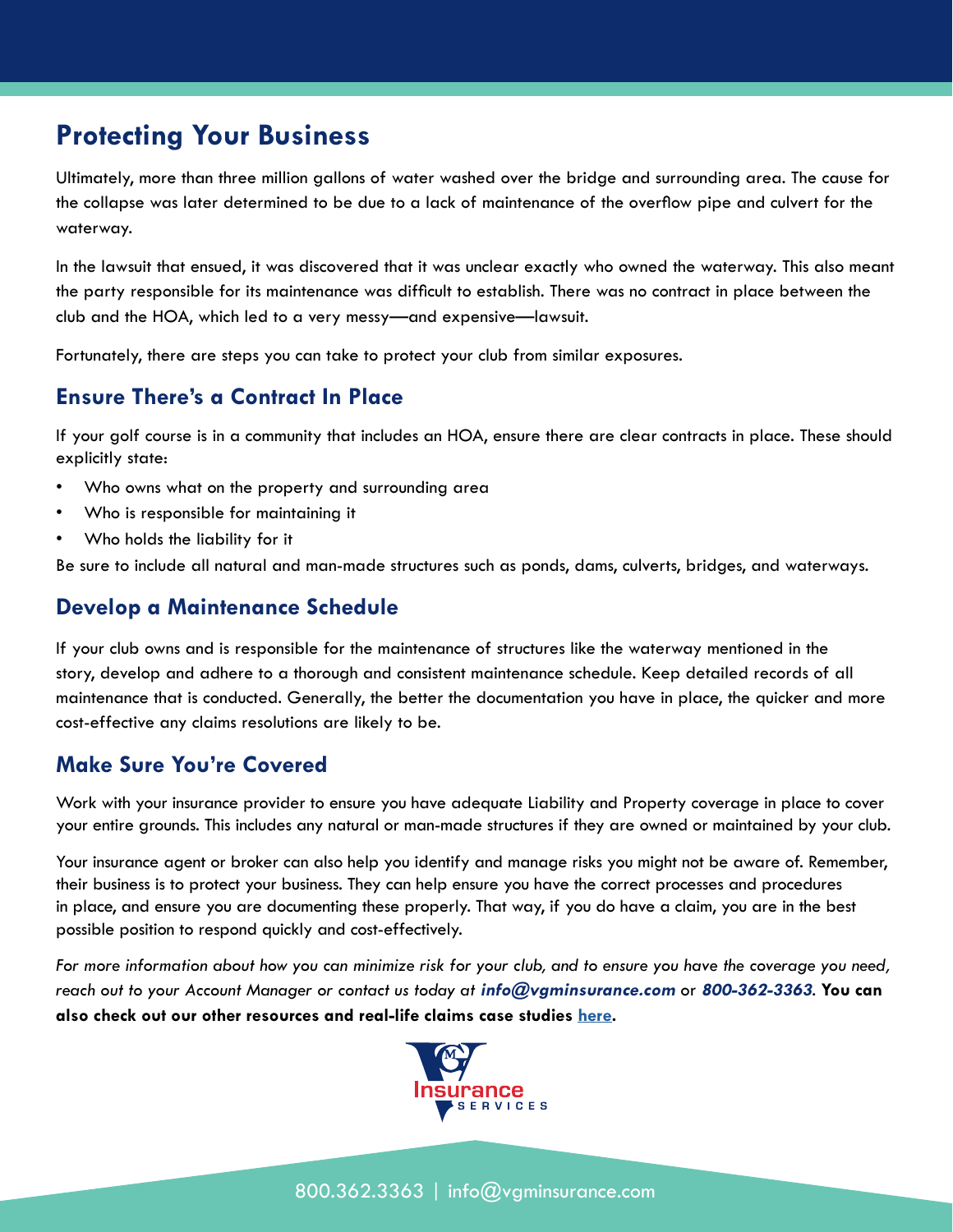## Protecting Your Business

Ultimately, more than three million gallons of water washed over the bridge and surrounding area. The cause for the collapse was later determined to be due to a lack of maintenance of the overflow pipe and culvert for the waterway.

In the lawsuit that ensued, it was discovered that it was unclear exactly who owned the waterway. This also meant the party responsible for its maintenance was difficult to establish. There was no contract in place between the club and the HOA, which led to a very messy—and expensive—lawsuit.

Fortunately, there are steps you can take to protect your club from similar exposures.

### Ensure There's a Contract In Place

If your golf course is in a community that includes an HOA, ensure there are clear contracts in place. These should explicitly state:

- Who owns what on the property and surrounding area
- Who is responsible for maintaining it
- Who holds the liability for it

Be sure to include all natural and man-made structures such as ponds, dams, culverts, bridges, and waterways.

### Develop a Maintenance Schedule

If your club owns and is responsible for the maintenance of structures like the waterway mentioned in the story, develop and adhere to a thorough and consistent maintenance schedule. Keep detailed records of all maintenance that is conducted. Generally, the better the documentation you have in place, the quicker and more cost-effective any claims resolutions are likely to be.

### Make Sure You're Covered

Work with your insurance provider to ensure you have adequate Liability and Property coverage in place to cover your entire grounds. This includes any natural or man-made structures if they are owned or maintained by your club.

Your insurance agent or broker can also help you identify and manage risks you might not be aware of. Remember, their business is to protect your business. They can help ensure you have the correct processes and procedures in place, and ensure you are documenting these properly. That way, if you do have a claim, you are in the best possible position to respond quickly and cost-effectively.

*For more information about how you can minimize risk for your club, and to ensure you have the coverage you need, reach out to your Account Manager or contact us today at* ***info@vgminsurance.com*** *or* ***800-362-3363****.* **You can also check out our other resources and real-life claims case studies here.**